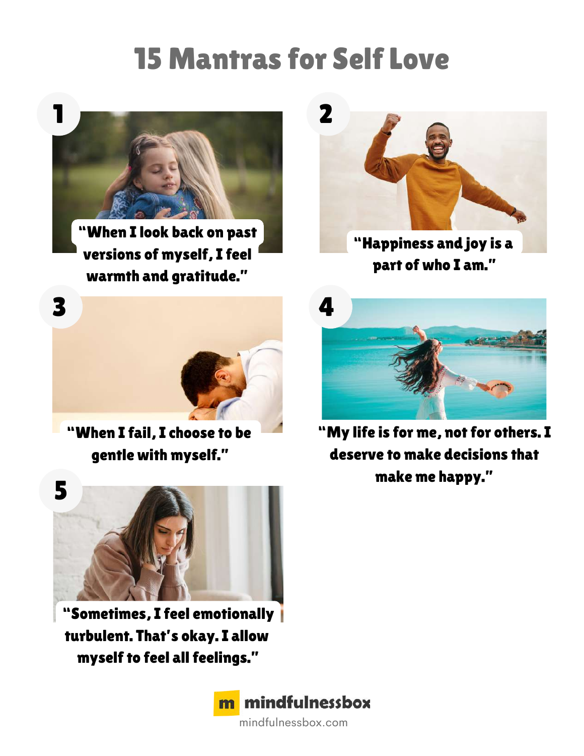# 15 Mantras for Self Love

1. "When I look back on past versions of myself, I feel warmth and gratitude."

2. "Happiness and joy is a part of who I am."

3. "When I fail, I choose to be gentle with myself."

4. "My life is for me, not for others. I deserve to make decisions that make me happy."

5. "Sometimes, I feel emotionally turbulent. That's okay. I allow myself to feel all feelings."

mindfulnessbox
mindfulnessbox.com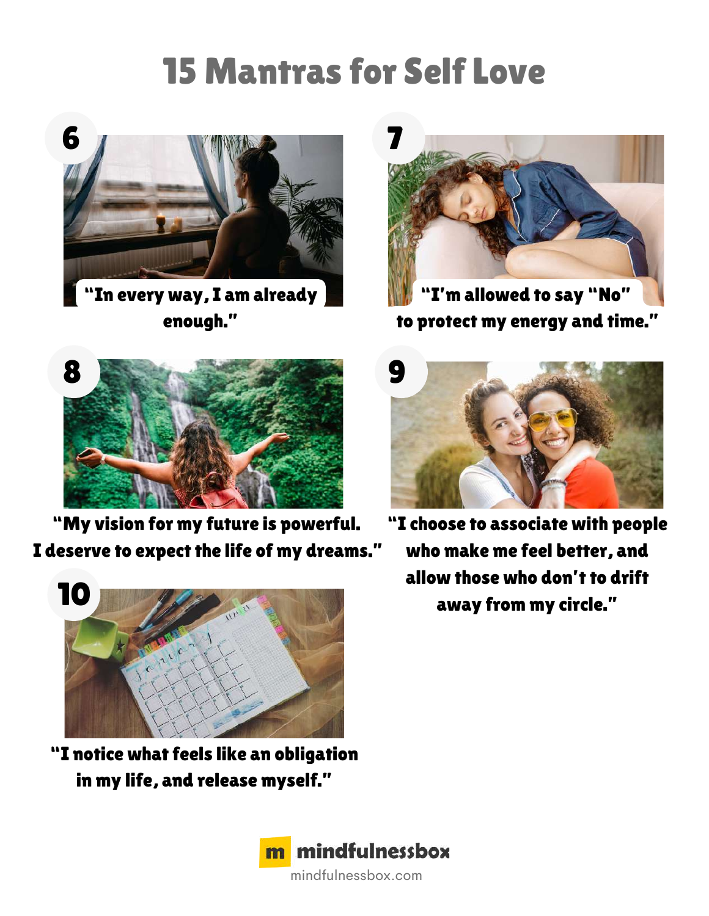# 15 Mantras for Self Love

6

"In every way, I am already enough."

7

"I'm allowed to say "No" to protect my energy and time."

8

"My vision for my future is powerful. I deserve to expect the life of my dreams."

9

"I choose to associate with people who make me feel better, and allow those who don't to drift away from my circle."

10

"I notice what feels like an obligation in my life, and release myself."

mindfulnessbox

mindfulnessbox.com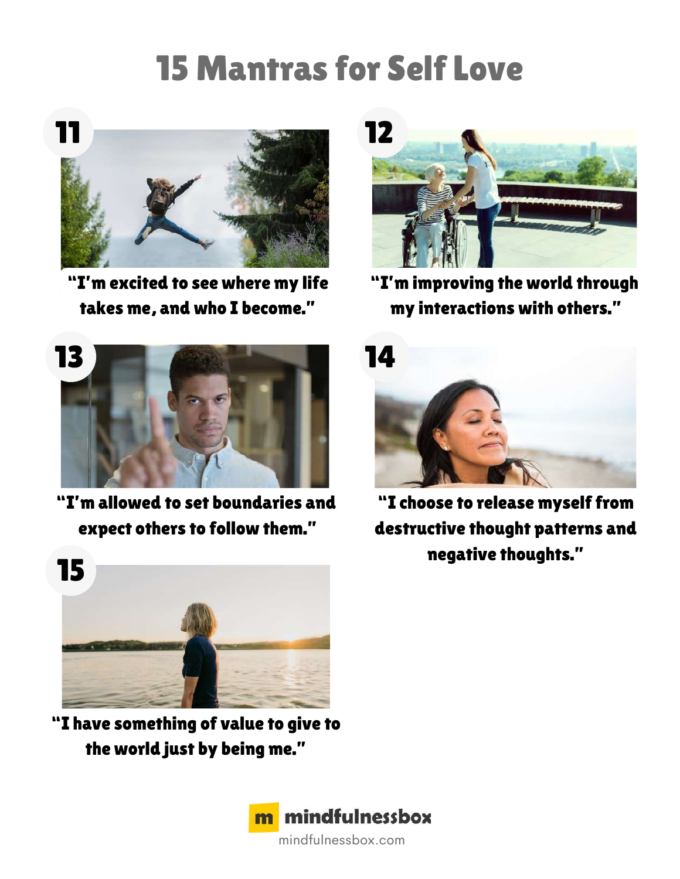# 15 Mantras for Self Love

**11**

"I'm excited to see where my life takes me, and who I become."

**12**

"I'm improving the world through my interactions with others."

**13**

"I'm allowed to set boundaries and expect others to follow them."

**14**

"I choose to release myself from destructive thought patterns and negative thoughts."

**15**

"I have something of value to give to the world just by being me."

mindfulnessbox

mindfulnessbox.com